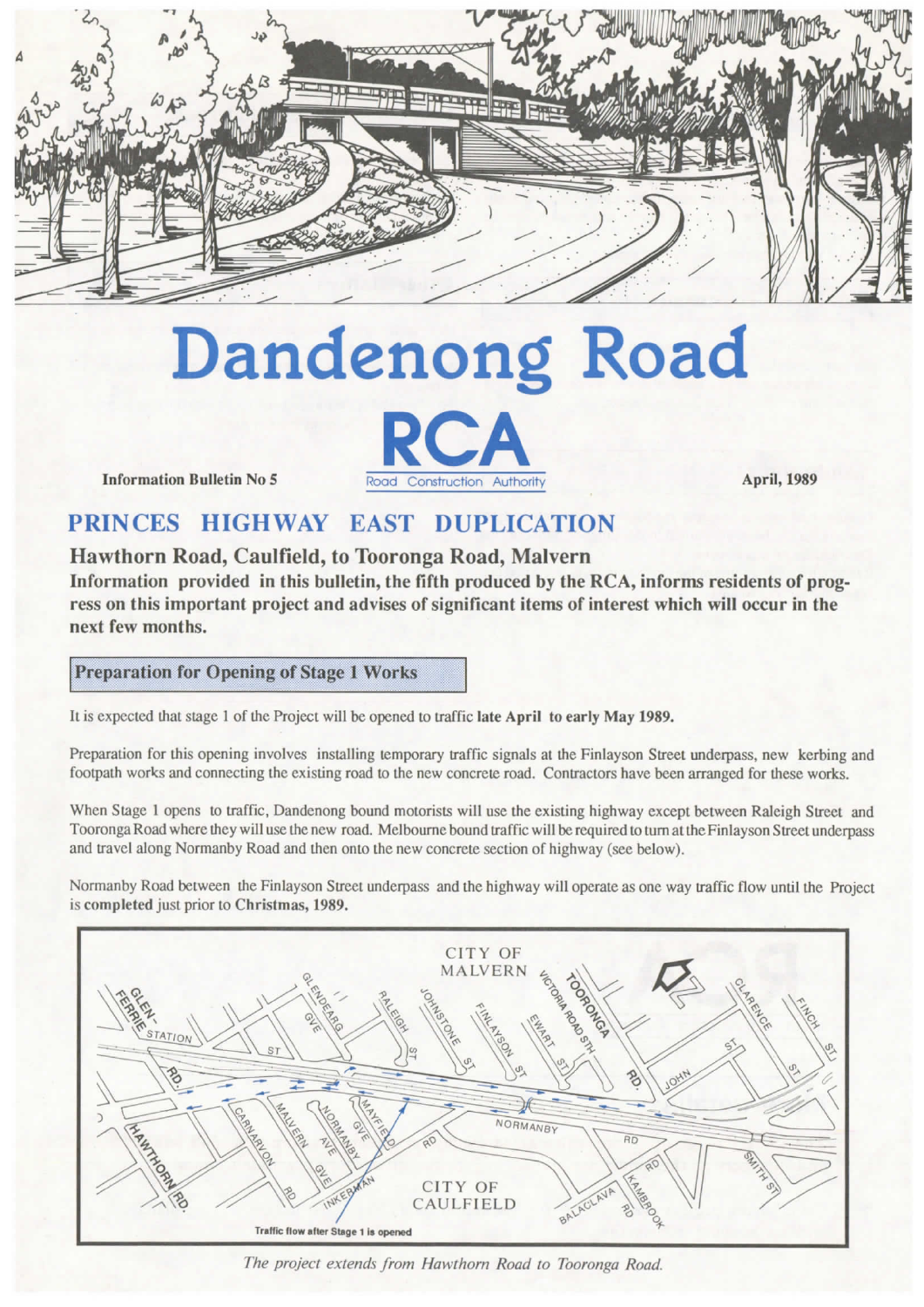# Dandenong Road

**RCA**
Road Construction Authority

**Information Bulletin No 5** **April, 1989**

## PRINCES HIGHWAY EAST DUPLICATION

### Hawthorn Road, Caulfield, to Tooronga Road, Malvern

**Information provided in this bulletin, the fifth produced by the RCA, informs residents of progress on this important project and advises of significant items of interest which will occur in the next few months.**

### Preparation for Opening of Stage 1 Works

It is expected that stage 1 of the Project will be opened to traffic **late April to early May 1989.**

Preparation for this opening involves installing temporary traffic signals at the Finlayson Street underpass, new kerbing and footpath works and connecting the existing road to the new concrete road. Contractors have been arranged for these works.

When Stage 1 opens to traffic, Dandenong bound motorists will use the existing highway except between Raleigh Street and Tooronga Road where they will use the new road. Melbourne bound traffic will be required to turn at the Finlayson Street underpass and travel along Normanby Road and then onto the new concrete section of highway (see below).

Normanby Road between the Finlayson Street underpass and the highway will operate as one way traffic flow until the Project is **completed** just prior to **Christmas, 1989.**

Traffic flow after Stage 1 is opened

*The project extends from Hawthorn Road to Tooronga Road.*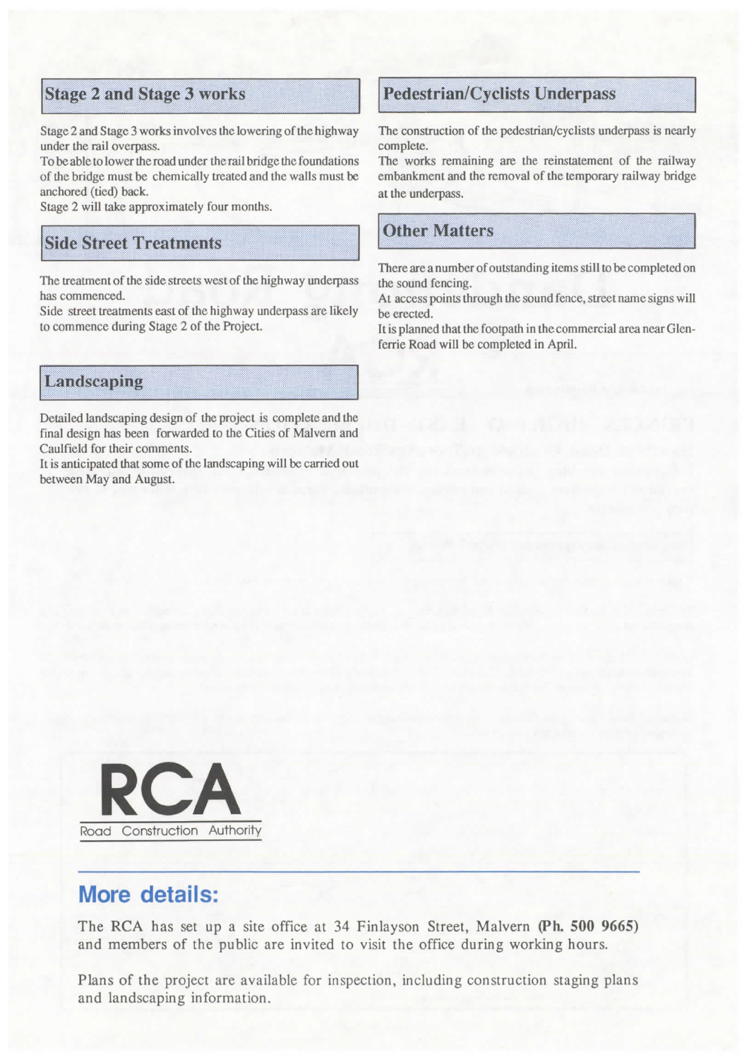## Stage 2 and Stage 3 works

Stage 2 and Stage 3 works involves the lowering of the highway under the rail overpass.

To be able to lower the road under the rail bridge the foundations of the bridge must be chemically treated and the walls must be anchored (tied) back.

Stage 2 will take approximately four months.

## Side Street Treatments

The treatment of the side streets west of the highway underpass has commenced.

Side street treatments east of the highway underpass are likely to commence during Stage 2 of the Project.

## Landscaping

Detailed landscaping design of the project is complete and the final design has been forwarded to the Cities of Malvern and Caulfield for their comments.

It is anticipated that some of the landscaping will be carried out between May and August.

## Pedestrian/Cyclists Underpass

The construction of the pedestrian/cyclists underpass is nearly complete.

The works remaining are the reinstatement of the railway embankment and the removal of the temporary railway bridge at the underpass.

## Other Matters

There are a number of outstanding items still to be completed on the sound fencing.

At access points through the sound fence, street name signs will be erected.

It is planned that the footpath in the commercial area near Glenferrie Road will be completed in April.

**RCA**
Road Construction Authority

## More details:

The RCA has set up a site office at 34 Finlayson Street, Malvern **(Ph. 500 9665)** and members of the public are invited to visit the office during working hours.

Plans of the project are available for inspection, including construction staging plans and landscaping information.